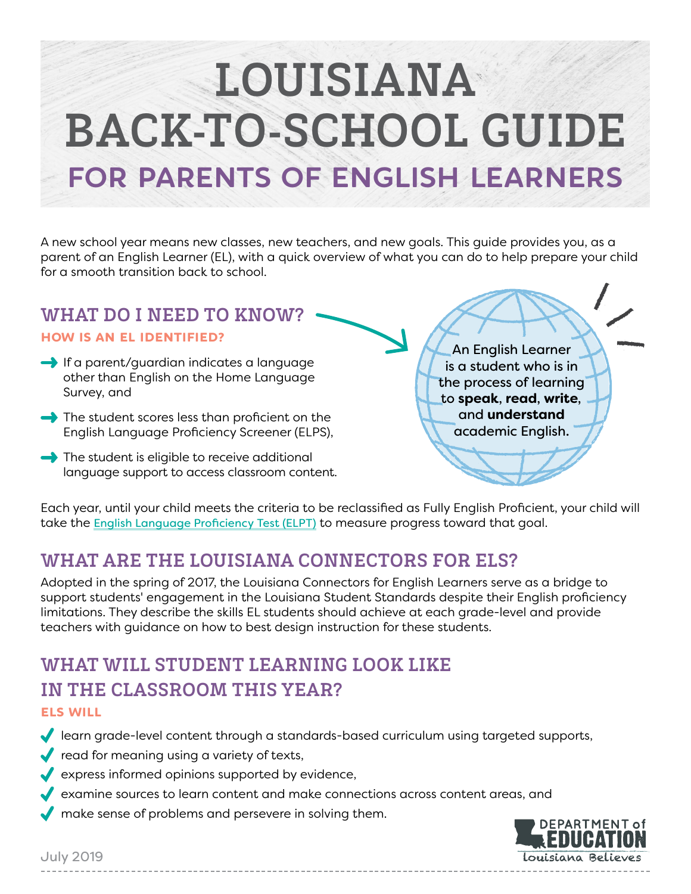# LOUISIANA BACK-TO-SCHOOL GUIDE

## FOR PARENTS OF ENGLISH LEARNERS

A new school year means new classes, new teachers, and new goals. This guide provides you, as a parent of an English Learner (EL), with a quick overview of what you can do to help prepare your child for a smooth transition back to school.

## WHAT DO I NEED TO KNOW?

### HOW IS AN EL IDENTIFIED?

- If a parent/guardian indicates a language other than English on the Home Language Survey, and
- The student scores less than proficient on the English Language Proficiency Screener (ELPS),
- The student is eligible to receive additional language support to access classroom content.

An English Learner is a student who is in the process of learning to **speak**, **read**, **write**, and **understand** academic English.

Each year, until your child meets the criteria to be reclassified as Fully English Proficient, your child will take the English Language Proficiency Test (ELPT) to measure progress toward that goal.

## WHAT ARE THE LOUISIANA CONNECTORS FOR ELS?

Adopted in the spring of 2017, the Louisiana Connectors for English Learners serve as a bridge to support students' engagement in the Louisiana Student Standards despite their English proficiency limitations. They describe the skills EL students should achieve at each grade-level and provide teachers with guidance on how to best design instruction for these students.

## WHAT WILL STUDENT LEARNING LOOK LIKE IN THE CLASSROOM THIS YEAR?

### ELS WILL

- learn grade-level content through a standards-based curriculum using targeted supports,
- read for meaning using a variety of texts,
- express informed opinions supported by evidence,
- examine sources to learn content and make connections across content areas, and
- make sense of problems and persevere in solving them.

DEPARTMENT of EDUCATION
Louisiana Believes

July 2019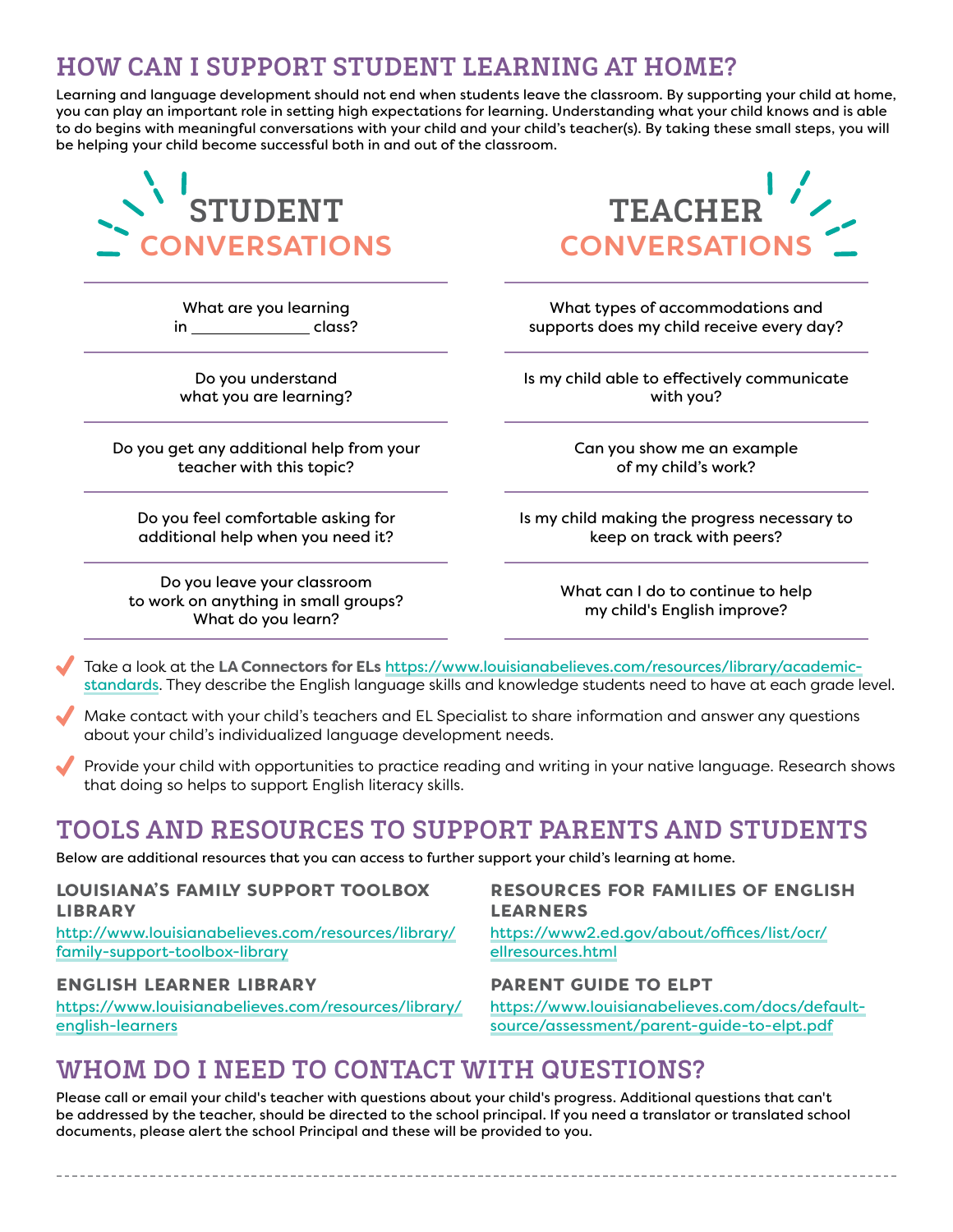# HOW CAN I SUPPORT STUDENT LEARNING AT HOME?

Learning and language development should not end when students leave the classroom. By supporting your child at home, you can play an important role in setting high expectations for learning. Understanding what your child knows and is able to do begins with meaningful conversations with your child and your child's teacher(s). By taking these small steps, you will be helping your child become successful both in and out of the classroom.

## STUDENT CONVERSATIONS

- What are you learning in ____________ class?
- Do you understand what you are learning?
- Do you get any additional help from your teacher with this topic?
- Do you feel comfortable asking for additional help when you need it?
- Do you leave your classroom to work on anything in small groups? What do you learn?

## TEACHER CONVERSATIONS

- What types of accommodations and supports does my child receive every day?
- Is my child able to effectively communicate with you?
- Can you show me an example of my child's work?
- Is my child making the progress necessary to keep on track with peers?
- What can I do to continue to help my child's English improve?

---

- ✔ Take a look at the **LA Connectors for ELs** https://www.louisianabelieves.com/resources/library/academic-standards. They describe the English language skills and knowledge students need to have at each grade level.
- ✔ Make contact with your child's teachers and EL Specialist to share information and answer any questions about your child's individualized language development needs.
- ✔ Provide your child with opportunities to practice reading and writing in your native language. Research shows that doing so helps to support English literacy skills.

# TOOLS AND RESOURCES TO SUPPORT PARENTS AND STUDENTS

Below are additional resources that you can access to further support your child's learning at home.

### LOUISIANA'S FAMILY SUPPORT TOOLBOX LIBRARY

http://www.louisianabelieves.com/resources/library/family-support-toolbox-library

### ENGLISH LEARNER LIBRARY

https://www.louisianabelieves.com/resources/library/english-learners

### RESOURCES FOR FAMILIES OF ENGLISH LEARNERS

https://www2.ed.gov/about/offices/list/ocr/ellresources.html

### PARENT GUIDE TO ELPT

https://www.louisianabelieves.com/docs/default-source/assessment/parent-guide-to-elpt.pdf

# WHOM DO I NEED TO CONTACT WITH QUESTIONS?

Please call or email your child's teacher with questions about your child's progress. Additional questions that can't be addressed by the teacher, should be directed to the school principal. If you need a translator or translated school documents, please alert the school Principal and these will be provided to you.